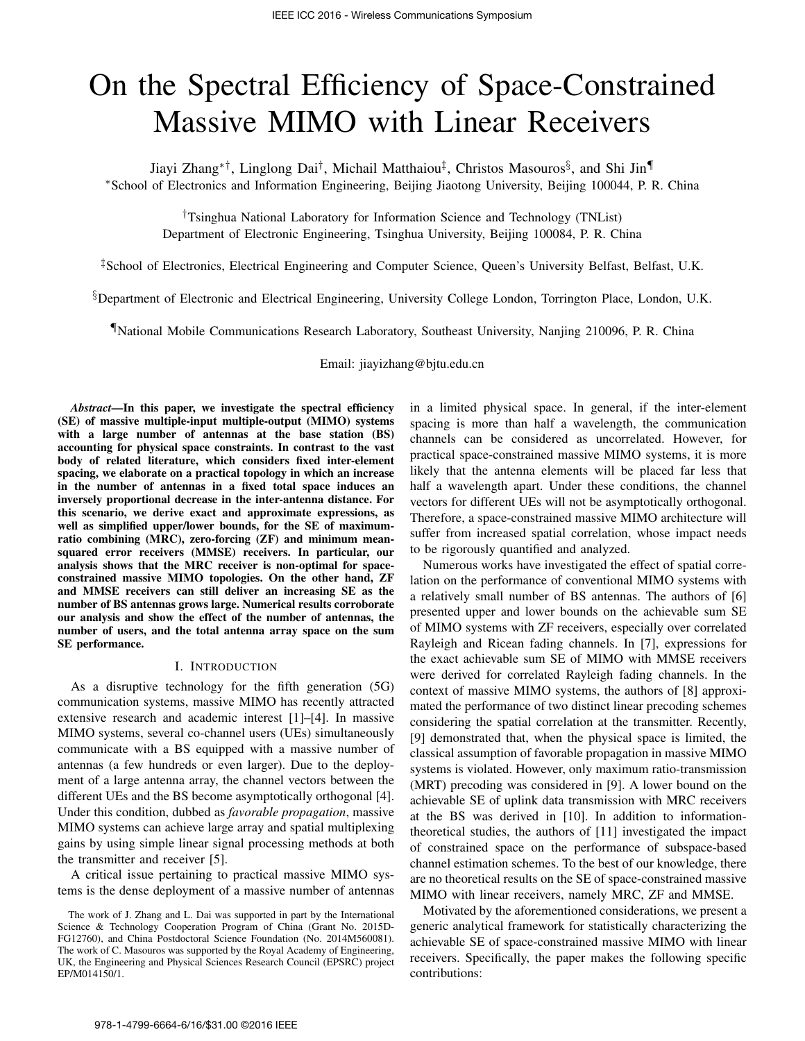# On the Spectral Efficiency of Space-Constrained Massive MIMO with Linear Receivers

Jiayi Zhang*†, Linglong Dai†, Michail Matthaiou‡, Christos Masouros§, and Shi Jin¶

*School of Electronics and Information Engineering, Beijing Jiaotong University, Beijing 100044, P. R. China

†Tsinghua National Laboratory for Information Science and Technology (TNList)
Department of Electronic Engineering, Tsinghua University, Beijing 100084, P. R. China

‡School of Electronics, Electrical Engineering and Computer Science, Queen's University Belfast, Belfast, U.K.

§Department of Electronic and Electrical Engineering, University College London, Torrington Place, London, U.K.

¶National Mobile Communications Research Laboratory, Southeast University, Nanjing 210096, P. R. China

Email: jiayizhang@bjtu.edu.cn

***Abstract*—In this paper, we investigate the spectral efficiency (SE) of massive multiple-input multiple-output (MIMO) systems with a large number of antennas at the base station (BS) accounting for physical space constraints. In contrast to the vast body of related literature, which considers fixed inter-element spacing, we elaborate on a practical topology in which an increase in the number of antennas in a fixed total space induces an inversely proportional decrease in the inter-antenna distance. For this scenario, we derive exact and approximate expressions, as well as simplified upper/lower bounds, for the SE of maximum-ratio combining (MRC), zero-forcing (ZF) and minimum mean-squared error receivers (MMSE) receivers. In particular, our analysis shows that the MRC receiver is non-optimal for space-constrained massive MIMO topologies. On the other hand, ZF and MMSE receivers can still deliver an increasing SE as the number of BS antennas grows large. Numerical results corroborate our analysis and show the effect of the number of antennas, the number of users, and the total antenna array space on the sum SE performance.**

## I. Introduction

As a disruptive technology for the fifth generation (5G) communication systems, massive MIMO has recently attracted extensive research and academic interest [1]–[4]. In massive MIMO systems, several co-channel users (UEs) simultaneously communicate with a BS equipped with a massive number of antennas (a few hundreds or even larger). Due to the deployment of a large antenna array, the channel vectors between the different UEs and the BS become asymptotically orthogonal [4]. Under this condition, dubbed as *favorable propagation*, massive MIMO systems can achieve large array and spatial multiplexing gains by using simple linear signal processing methods at both the transmitter and receiver [5].

A critical issue pertaining to practical massive MIMO systems is the dense deployment of a massive number of antennas in a limited physical space. In general, if the inter-element spacing is more than half a wavelength, the communication channels can be considered as uncorrelated. However, for practical space-constrained massive MIMO systems, it is more likely that the antenna elements will be placed far less that half a wavelength apart. Under these conditions, the channel vectors for different UEs will not be asymptotically orthogonal. Therefore, a space-constrained massive MIMO architecture will suffer from increased spatial correlation, whose impact needs to be rigorously quantified and analyzed.

Numerous works have investigated the effect of spatial correlation on the performance of conventional MIMO systems with a relatively small number of BS antennas. The authors of [6] presented upper and lower bounds on the achievable sum SE of MIMO systems with ZF receivers, especially over correlated Rayleigh and Ricean fading channels. In [7], expressions for the exact achievable sum SE of MIMO with MMSE receivers were derived for correlated Rayleigh fading channels. In the context of massive MIMO systems, the authors of [8] approximated the performance of two distinct linear precoding schemes considering the spatial correlation at the transmitter. Recently, [9] demonstrated that, when the physical space is limited, the classical assumption of favorable propagation in massive MIMO systems is violated. However, only maximum ratio-transmission (MRT) precoding was considered in [9]. A lower bound on the achievable SE of uplink data transmission with MRC receivers at the BS was derived in [10]. In addition to information-theoretical studies, the authors of [11] investigated the impact of constrained space on the performance of subspace-based channel estimation schemes. To the best of our knowledge, there are no theoretical results on the SE of space-constrained massive MIMO with linear receivers, namely MRC, ZF and MMSE.

Motivated by the aforementioned considerations, we present a generic analytical framework for statistically characterizing the achievable SE of space-constrained massive MIMO with linear receivers. Specifically, the paper makes the following specific contributions:

The work of J. Zhang and L. Dai was supported in part by the International Science & Technology Cooperation Program of China (Grant No. 2015DFG12760), and China Postdoctoral Science Foundation (No. 2014M560081). The work of C. Masouros was supported by the Royal Academy of Engineering, UK, the Engineering and Physical Sciences Research Council (EPSRC) project EP/M014150/1.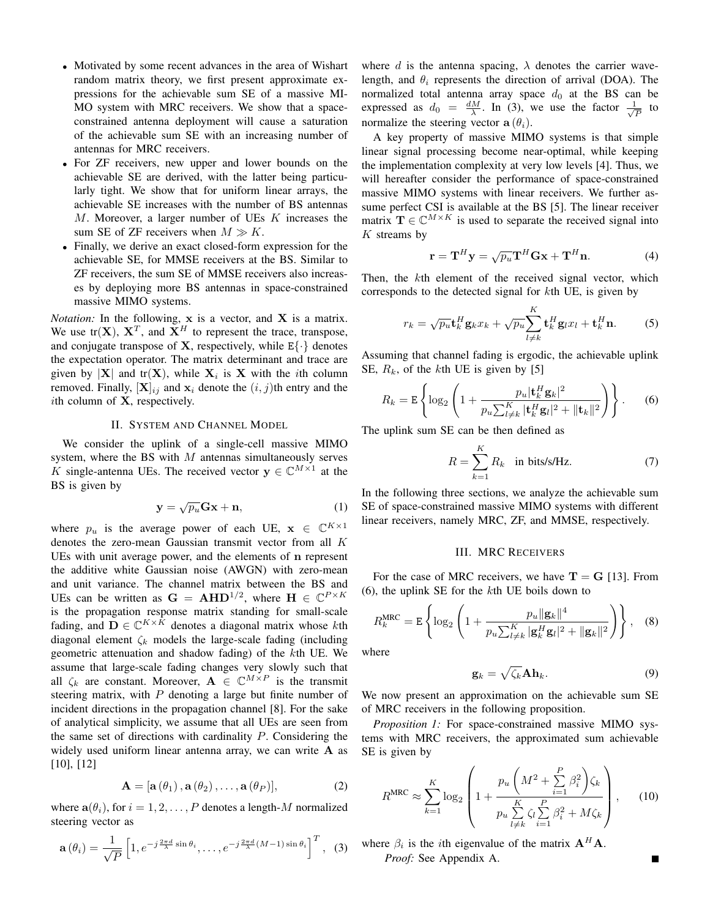- Motivated by some recent advances in the area of Wishart random matrix theory, we first present approximate expressions for the achievable sum SE of a massive MIMO system with MRC receivers. We show that a space-constrained antenna deployment will cause a saturation of the achievable sum SE with an increasing number of antennas for MRC receivers.
- For ZF receivers, new upper and lower bounds on the achievable SE are derived, with the latter being particularly tight. We show that for uniform linear arrays, the achievable SE increases with the number of BS antennas $M$. Moreover, a larger number of UEs $K$ increases the sum SE of ZF receivers when $M \gg K$.
- Finally, we derive an exact closed-form expression for the achievable SE, for MMSE receivers at the BS. Similar to ZF receivers, the sum SE of MMSE receivers also increases by deploying more BS antennas in space-constrained massive MIMO systems.

*Notation:* In the following, $\mathbf{x}$ is a vector, and $\mathbf{X}$ is a matrix. We use $\text{tr}(\mathbf{X})$, $\mathbf{X}^T$, and $\mathbf{X}^H$ to represent the trace, transpose, and conjugate transpose of $\mathbf{X}$, respectively, while $\mathtt{E}\{\cdot\}$ denotes the expectation operator. The matrix determinant and trace are given by $|\mathbf{X}|$ and $\text{tr}(\mathbf{X})$, while $\mathbf{X}_i$ is $\mathbf{X}$ with the $i$th column removed. Finally, $[\mathbf{X}]_{ij}$ and $\mathbf{x}_i$ denote the $(i,j)$th entry and the $i$th column of $\mathbf{X}$, respectively.

## II. System and Channel Model

We consider the uplink of a single-cell massive MIMO system, where the BS with $M$ antennas simultaneously serves $K$ single-antenna UEs. The received vector $\mathbf{y} \in \mathbb{C}^{M\times 1}$ at the BS is given by

$$\mathbf{y} = \sqrt{p_u}\mathbf{G}\mathbf{x} + \mathbf{n}, \tag{1}$$

where $p_u$ is the average power of each UE, $\mathbf{x} \in \mathbb{C}^{K\times 1}$ denotes the zero-mean Gaussian transmit vector from all $K$ UEs with unit average power, and the elements of $\mathbf{n}$ represent the additive white Gaussian noise (AWGN) with zero-mean and unit variance. The channel matrix between the BS and UEs can be written as $\mathbf{G} = \mathbf{A}\mathbf{H}\mathbf{D}^{1/2}$, where $\mathbf{H} \in \mathbb{C}^{P\times K}$ is the propagation response matrix standing for small-scale fading, and $\mathbf{D} \in \mathbb{C}^{K\times K}$ denotes a diagonal matrix whose $k$th diagonal element $\zeta_k$ models the large-scale fading (including geometric attenuation and shadow fading) of the $k$th UE. We assume that large-scale fading changes very slowly such that all $\zeta_k$ are constant. Moreover, $\mathbf{A} \in \mathbb{C}^{M\times P}$ is the transmit steering matrix, with $P$ denoting a large but finite number of incident directions in the propagation channel [8]. For the sake of analytical simplicity, we assume that all UEs are seen from the same set of directions with cardinality $P$. Considering the widely used uniform linear antenna array, we can write $\mathbf{A}$ as [10], [12]

$$\mathbf{A} = [\mathbf{a}(\theta_1), \mathbf{a}(\theta_2), \ldots, \mathbf{a}(\theta_P)], \tag{2}$$

where $\mathbf{a}(\theta_i)$, for $i = 1, 2, \ldots, P$ denotes a length-$M$ normalized steering vector as

$$\mathbf{a}(\theta_i) = \frac{1}{\sqrt{P}}\left[1, e^{-j\frac{2\pi d}{\lambda}\sin\theta_i}, \ldots, e^{-j\frac{2\pi d}{\lambda}(M-1)\sin\theta_i}\right]^T, \tag{3}$$

where $d$ is the antenna spacing, $\lambda$ denotes the carrier wavelength, and $\theta_i$ represents the direction of arrival (DOA). The normalized total antenna array space $d_0$ at the BS can be expressed as $d_0 = \frac{dM}{\lambda}$. In (3), we use the factor $\frac{1}{\sqrt{P}}$ to normalize the steering vector $\mathbf{a}(\theta_i)$.

A key property of massive MIMO systems is that simple linear signal processing become near-optimal, while keeping the implementation complexity at very low levels [4]. Thus, we will hereafter consider the performance of space-constrained massive MIMO systems with linear receivers. We further assume perfect CSI is available at the BS [5]. The linear receiver matrix $\mathbf{T} \in \mathbb{C}^{M\times K}$ is used to separate the received signal into $K$ streams by

$$\mathbf{r} = \mathbf{T}^H\mathbf{y} = \sqrt{p_u}\mathbf{T}^H\mathbf{G}\mathbf{x} + \mathbf{T}^H\mathbf{n}. \tag{4}$$

Then, the $k$th element of the received signal vector, which corresponds to the detected signal for $k$th UE, is given by

$$r_k = \sqrt{p_u}\mathbf{t}_k^H\mathbf{g}_k x_k + \sqrt{p_u}\sum_{l\neq k}^{K}\mathbf{t}_k^H\mathbf{g}_l x_l + \mathbf{t}_k^H\mathbf{n}. \tag{5}$$

Assuming that channel fading is ergodic, the achievable uplink SE, $R_k$, of the $k$th UE is given by [5]

$$R_k = \mathtt{E}\left\{\log_2\left(1 + \frac{p_u|\mathbf{t}_k^H\mathbf{g}_k|^2}{p_u\sum_{l\neq k}^{K}|\mathbf{t}_k^H\mathbf{g}_l|^2 + \|\mathbf{t}_k\|^2}\right)\right\}. \tag{6}$$

The uplink sum SE can be then defined as

$$R = \sum_{k=1}^{K} R_k \quad \text{in bits/s/Hz.} \tag{7}$$

In the following three sections, we analyze the achievable sum SE of space-constrained massive MIMO systems with different linear receivers, namely MRC, ZF, and MMSE, respectively.

## III. MRC Receivers

For the case of MRC receivers, we have $\mathbf{T} = \mathbf{G}$ [13]. From (6), the uplink SE for the $k$th UE boils down to

$$R_k^{\text{MRC}} = \mathtt{E}\left\{\log_2\left(1 + \frac{p_u\|\mathbf{g}_k\|^4}{p_u\sum_{l\neq k}^{K}|\mathbf{g}_k^H\mathbf{g}_l|^2 + \|\mathbf{g}_k\|^2}\right)\right\}, \tag{8}$$

where

$$\mathbf{g}_k = \sqrt{\zeta_k}\mathbf{A}\mathbf{h}_k. \tag{9}$$

We now present an approximation on the achievable sum SE of MRC receivers in the following proposition.

*Proposition 1:* For space-constrained massive MIMO systems with MRC receivers, the approximated sum achievable SE is given by

$$R^{\text{MRC}} \approx \sum_{k=1}^{K}\log_2\left(1 + \frac{p_u\left(M^2 + \sum\limits_{i=1}^{P}\beta_i^2\right)\zeta_k}{p_u\sum\limits_{l\neq k}^{K}\zeta_l\sum\limits_{i=1}^{P}\beta_i^2 + M\zeta_k}\right), \tag{10}$$

where $\beta_i$ is the $i$th eigenvalue of the matrix $\mathbf{A}^H\mathbf{A}$.

*Proof:* See Appendix A. ∎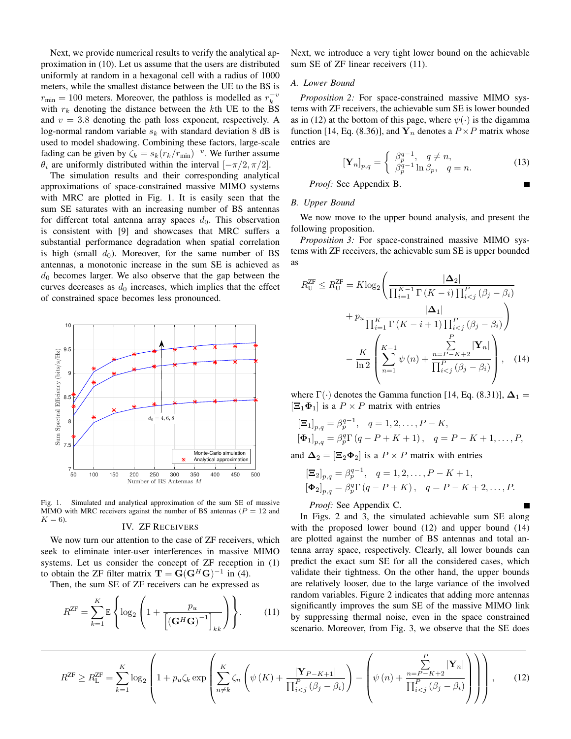Next, we provide numerical results to verify the analytical approximation in (10). Let us assume that the users are distributed uniformly at random in a hexagonal cell with a radius of 1000 meters, while the smallest distance between the UE to the BS is $r_{\min} = 100$ meters. Moreover, the pathloss is modelled as $r_k^{-v}$ with $r_k$ denoting the distance between the $k$th UE to the BS and $v = 3.8$ denoting the path loss exponent, respectively. A log-normal random variable $s_k$ with standard deviation 8 dB is used to model shadowing. Combining these factors, large-scale fading can be given by $\zeta_k = s_k (r_k / r_{\min})^{-v}$. We further assume $\theta_i$ are uniformly distributed within the interval $[-\pi/2, \pi/2]$.

The simulation results and their corresponding analytical approximations of space-constrained massive MIMO systems with MRC are plotted in Fig. 1. It is easily seen that the sum SE saturates with an increasing number of BS antennas for different total antenna array spaces $d_0$. This observation is consistent with [9] and showcases that MRC suffers a substantial performance degradation when spatial correlation is high (small $d_0$). Moreover, for the same number of BS antennas, a monotonic increase in the sum SE is achieved as $d_0$ becomes larger. We also observe that the gap between the curves decreases as $d_0$ increases, which implies that the effect of constrained space becomes less pronounced.

Fig. 1. Simulated and analytical approximation of the sum SE of massive MIMO with MRC receivers against the number of BS antennas ($P = 12$ and $K = 6$).

## IV. ZF Receivers

We now turn our attention to the case of ZF receivers, which seek to eliminate inter-user interferences in massive MIMO systems. Let us consider the concept of ZF reception in (1) to obtain the ZF filter matrix $\mathbf{T} = \mathbf{G}(\mathbf{G}^H\mathbf{G})^{-1}$ in (4).

Then, the sum SE of ZF receivers can be expressed as

$$R^{\text{ZF}} = \sum_{k=1}^{K} \mathrm{E}\left\{\log_2\left(1 + \frac{p_u}{\left[(\mathbf{G}^H\mathbf{G})^{-1}\right]_{kk}}\right)\right\}. \tag{11}$$

Next, we introduce a very tight lower bound on the achievable sum SE of ZF linear receivers (11).

### A. Lower Bound

*Proposition 2:* For space-constrained massive MIMO systems with ZF receivers, the achievable sum SE is lower bounded as in (12) at the bottom of this page, where $\psi(\cdot)$ is the digamma function [14, Eq. (8.36)], and $\mathbf{Y}_n$ denotes a $P \times P$ matrix whose entries are

$$[\mathbf{Y}_n]_{p,q} = \begin{cases} \beta_p^{q-1}, & q \neq n, \\ \beta_p^{q-1} \ln \beta_p, & q = n. \end{cases} \tag{13}$$

*Proof:* See Appendix B. ∎

### B. Upper Bound

We now move to the upper bound analysis, and present the following proposition.

*Proposition 3:* For space-constrained massive MIMO systems with ZF receivers, the achievable sum SE is upper bounded as

$$\begin{aligned} R_{\text{U}}^{\text{ZF}} \leq R_{\text{U}}^{\text{ZF}} = K\log_2 \Bigg( & \frac{|\mathbf{\Delta}_2|}{\prod_{i=1}^{K-1} \Gamma(K-i) \prod_{i<j}^{P} (\beta_j - \beta_i)} \\ & + p_u \frac{|\mathbf{\Delta}_1|}{\prod_{i=1}^{K} \Gamma(K-i+1) \prod_{i<j}^{P} (\beta_j - \beta_i)} \Bigg) \\ & - \frac{K}{\ln 2} \left( \sum_{n=1}^{K-1} \psi(n) + \frac{\sum_{n=P-K+2}^{P} |\mathbf{Y}_n|}{\prod_{i<j}^{P} (\beta_j - \beta_i)} \right), \end{aligned} \tag{14}$$

where $\Gamma(\cdot)$ denotes the Gamma function [14, Eq. (8.31)], $\mathbf{\Delta}_1 = [\mathbf{\Xi}_1 \mathbf{\Phi}_1]$ is a $P \times P$ matrix with entries

$$[\mathbf{\Xi}_1]_{p,q} = \beta_p^{q-1}, \quad q = 1, 2, \ldots, P-K,$$
$$[\mathbf{\Phi}_1]_{p,q} = \beta_p^{q} \Gamma(q-P+K+1), \quad q = P-K+1, \ldots, P,$$

and $\mathbf{\Delta}_2 = [\mathbf{\Xi}_2 \mathbf{\Phi}_2]$ is a $P \times P$ matrix with entries

$$[\mathbf{\Xi}_2]_{p,q} = \beta_p^{q-1}, \quad q = 1, 2, \ldots, P-K+1,$$
$$[\mathbf{\Phi}_2]_{p,q} = \beta_p^{q} \Gamma(q-P+K), \quad q = P-K+2, \ldots, P.$$

*Proof:* See Appendix C. ∎

In Figs. 2 and 3, the simulated achievable sum SE along with the proposed lower bound (12) and upper bound (14) are plotted against the number of BS antennas and total antenna array space, respectively. Clearly, all lower bounds can predict the exact sum SE for all the considered cases, which validate their tightness. On the other hand, the upper bounds are relatively looser, due to the large variance of the involved random variables. Figure 2 indicates that adding more antennas significantly improves the sum SE of the massive MIMO link by suppressing thermal noise, even in the space constrained scenario. Moreover, from Fig. 3, we observe that the SE does

$$R^{\text{ZF}} \geq R_{\text{L}}^{\text{ZF}} = \sum_{k=1}^{K} \log_2 \left( 1 + p_u \zeta_k \exp\left( \sum_{n \neq k}^{K} \zeta_n \left( \psi(K) + \frac{|\mathbf{Y}_{P-K+1}|}{\prod_{i<j}^{P} (\beta_j - \beta_i)} \right) - \left( \psi(n) + \frac{\sum_{n=P-K+2}^{P} |\mathbf{Y}_n|}{\prod_{i<j}^{P} (\beta_j - \beta_i)} \right) \right) \right), \tag{12}$$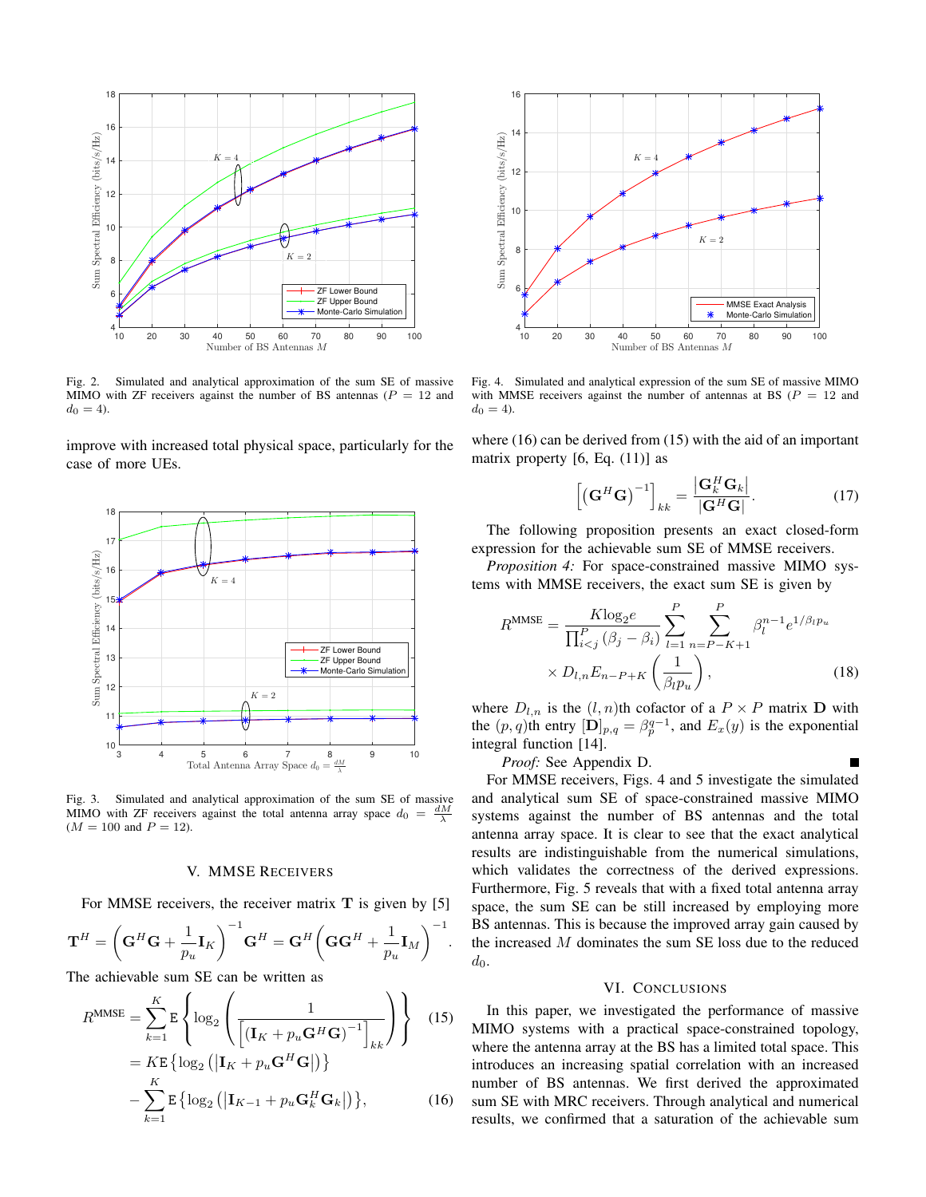Fig. 2. Simulated and analytical approximation of the sum SE of massive MIMO with ZF receivers against the number of BS antennas ($P = 12$ and $d_0 = 4$).

improve with increased total physical space, particularly for the case of more UEs.

Fig. 3. Simulated and analytical approximation of the sum SE of massive MIMO with ZF receivers against the total antenna array space $d_0 = \frac{dM}{\lambda}$ ($M = 100$ and $P = 12$).

## V. MMSE Receivers

For MMSE receivers, the receiver matrix $\mathbf{T}$ is given by [5]

$$\mathbf{T}^H = \left(\mathbf{G}^H\mathbf{G} + \frac{1}{p_u}\mathbf{I}_K\right)^{-1}\mathbf{G}^H = \mathbf{G}^H\left(\mathbf{G}\mathbf{G}^H + \frac{1}{p_u}\mathbf{I}_M\right)^{-1}.$$

The achievable sum SE can be written as

$$R^{\text{MMSE}} = \sum_{k=1}^{K}\mathbb{E}\left\{\log_2\left(\frac{1}{\left[\left(\mathbf{I}_K + p_u\mathbf{G}^H\mathbf{G}\right)^{-1}\right]_{kk}}\right)\right\} \quad (15)$$

$$= K\mathbb{E}\left\{\log_2\left(\left|\mathbf{I}_K + p_u\mathbf{G}^H\mathbf{G}\right|\right)\right\} - \sum_{k=1}^{K}\mathbb{E}\left\{\log_2\left(\left|\mathbf{I}_{K-1} + p_u\mathbf{G}_k^H\mathbf{G}_k\right|\right)\right\}, \quad (16)$$

Fig. 4. Simulated and analytical expression of the sum SE of massive MIMO with MMSE receivers against the number of antennas at BS ($P = 12$ and $d_0 = 4$).

where (16) can be derived from (15) with the aid of an important matrix property [6, Eq. (11)] as

$$\left[\left(\mathbf{G}^H\mathbf{G}\right)^{-1}\right]_{kk} = \frac{\left|\mathbf{G}_k^H\mathbf{G}_k\right|}{\left|\mathbf{G}^H\mathbf{G}\right|}. \quad (17)$$

The following proposition presents an exact closed-form expression for the achievable sum SE of MMSE receivers.

*Proposition 4:* For space-constrained massive MIMO systems with MMSE receivers, the exact sum SE is given by

$$R^{\text{MMSE}} = \frac{K\log_2 e}{\prod_{i<j}^{P}\left(\beta_j - \beta_i\right)}\sum_{l=1}^{P}\sum_{n=P-K+1}^{P}\beta_l^{n-1}e^{1/\beta_l p_u} \times D_{l,n}E_{n-P+K}\left(\frac{1}{\beta_l p_u}\right), \quad (18)$$

where $D_{l,n}$ is the $(l,n)$th cofactor of a $P \times P$ matrix $\mathbf{D}$ with the $(p,q)$th entry $[\mathbf{D}]_{p,q} = \beta_p^{q-1}$, and $E_x(y)$ is the exponential integral function [14].

*Proof:* See Appendix D. ■

For MMSE receivers, Figs. 4 and 5 investigate the simulated and analytical sum SE of space-constrained massive MIMO systems against the number of BS antennas and the total antenna array space. It is clear to see that the exact analytical results are indistinguishable from the numerical simulations, which validates the correctness of the derived expressions. Furthermore, Fig. 5 reveals that with a fixed total antenna array space, the sum SE can be still increased by employing more BS antennas. This is because the improved array gain caused by the increased $M$ dominates the sum SE loss due to the reduced $d_0$.

## VI. Conclusions

In this paper, we investigated the performance of massive MIMO systems with a practical space-constrained topology, where the antenna array at the BS has a limited total space. This introduces an increasing spatial correlation with an increased number of BS antennas. We first derived the approximated sum SE with MRC receivers. Through analytical and numerical results, we confirmed that a saturation of the achievable sum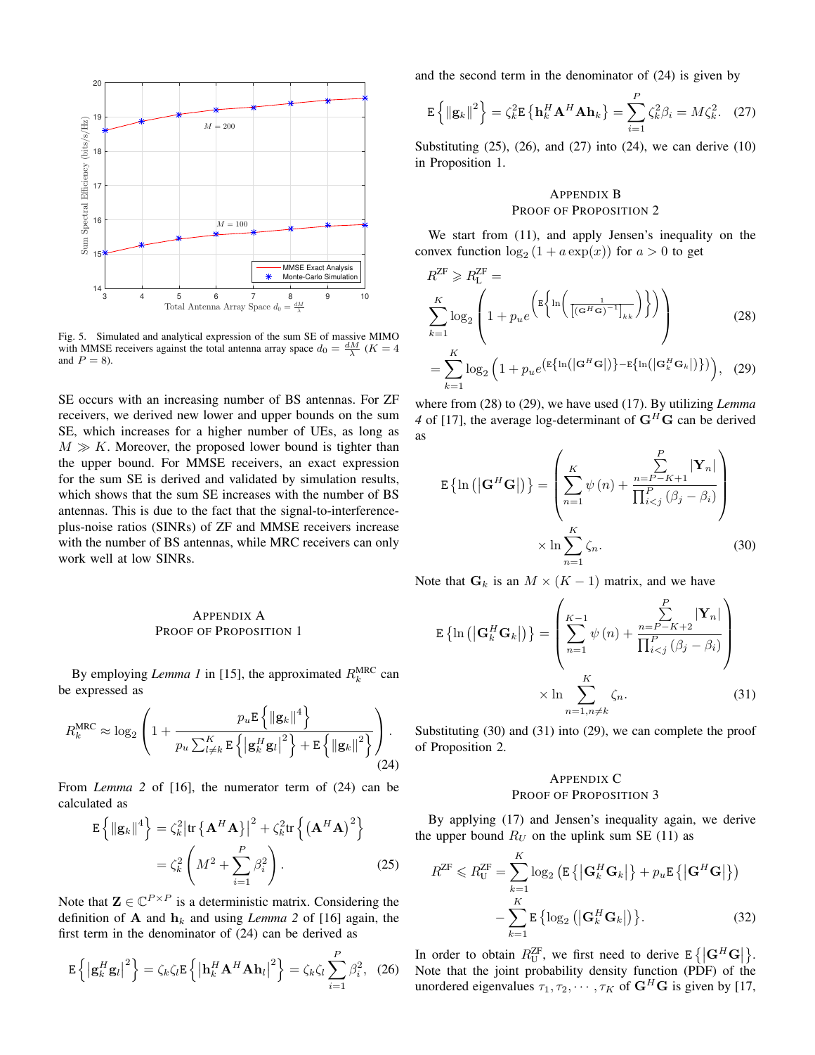Fig. 5. Simulated and analytical expression of the sum SE of massive MIMO with MMSE receivers against the total antenna array space $d_0 = \frac{dM}{\lambda}$ ($K = 4$ and $P = 8$).

SE occurs with an increasing number of BS antennas. For ZF receivers, we derived new lower and upper bounds on the sum SE, which increases for a higher number of UEs, as long as $M \gg K$. Moreover, the proposed lower bound is tighter than the upper bound. For MMSE receivers, an exact expression for the sum SE is derived and validated by simulation results, which shows that the sum SE increases with the number of BS antennas. This is due to the fact that the signal-to-interference-plus-noise ratios (SINRs) of ZF and MMSE receivers increase with the number of BS antennas, while MRC receivers can only work well at low SINRs.

## Appendix A
## Proof of Proposition 1

By employing *Lemma 1* in [15], the approximated $R_k^{\text{MRC}}$ can be expressed as

$$R_k^{\text{MRC}} \approx \log_2\left(1 + \frac{p_u \mathrm{E}\left\{\|\mathbf{g}_k\|^4\right\}}{p_u \sum_{l\neq k}^{K} \mathrm{E}\left\{\left|\mathbf{g}_k^H \mathbf{g}_l\right|^2\right\} + \mathrm{E}\left\{\|\mathbf{g}_k\|^2\right\}}\right). \tag{24}$$

From *Lemma 2* of [16], the numerator term of (24) can be calculated as

$$\begin{aligned}\mathrm{E}\left\{\|\mathbf{g}_k\|^4\right\} &= \zeta_k^2 \left|\mathrm{tr}\left\{\mathbf{A}^H\mathbf{A}\right\}\right|^2 + \zeta_k^2 \mathrm{tr}\left\{\left(\mathbf{A}^H\mathbf{A}\right)^2\right\} \\ &= \zeta_k^2\left(M^2 + \sum_{i=1}^{P}\beta_i^2\right).\end{aligned} \tag{25}$$

Note that $\mathbf{Z} \in \mathbb{C}^{P\times P}$ is a deterministic matrix. Considering the definition of $\mathbf{A}$ and $\mathbf{h}_k$ and using *Lemma 2* of [16] again, the first term in the denominator of (24) can be derived as

$$\mathrm{E}\left\{\left|\mathbf{g}_k^H\mathbf{g}_l\right|^2\right\} = \zeta_k\zeta_l \mathrm{E}\left\{\left|\mathbf{h}_k^H\mathbf{A}^H\mathbf{A}\mathbf{h}_l\right|^2\right\} = \zeta_k\zeta_l\sum_{i=1}^{P}\beta_i^2, \tag{26}$$

and the second term in the denominator of (24) is given by

$$\mathrm{E}\left\{\|\mathbf{g}_k\|^2\right\} = \zeta_k^2 \mathrm{E}\left\{\mathbf{h}_k^H\mathbf{A}^H\mathbf{A}\mathbf{h}_k\right\} = \sum_{i=1}^{P}\zeta_k^2\beta_i = M\zeta_k^2. \tag{27}$$

Substituting (25), (26), and (27) into (24), we can derive (10) in Proposition 1.

## Appendix B
## Proof of Proposition 2

We start from (11), and apply Jensen's inequality on the convex function $\log_2(1 + a\exp(x))$ for $a > 0$ to get

$$\begin{aligned}R^{\text{ZF}} \geqslant R_{\text{L}}^{\text{ZF}} &= \\ &\sum_{k=1}^{K}\log_2\left(1 + p_u e^{\left(\mathrm{E}\left\{\ln\left(\frac{1}{\left[(\mathbf{G}^H\mathbf{G})^{-1}\right]_{kk}}\right)\right\}\right)}\right) \qquad (28)\\ &= \sum_{k=1}^{K}\log_2\left(1 + p_u e^{\left(\mathrm{E}\left\{\ln\left(\left|\mathbf{G}^H\mathbf{G}\right|\right)\right\} - \mathrm{E}\left\{\ln\left(\left|\mathbf{G}_k^H\mathbf{G}_k\right|\right)\right\}\right)}\right), \qquad (29)\end{aligned}$$

where from (28) to (29), we have used (17). By utilizing *Lemma 4* of [17], the average log-determinant of $\mathbf{G}^H\mathbf{G}$ can be derived as

$$\begin{aligned}\mathrm{E}\left\{\ln\left(\left|\mathbf{G}^H\mathbf{G}\right|\right)\right\} &= \left(\sum_{n=1}^{K}\psi(n) + \frac{\sum_{n=P-K+1}^{P}|\mathbf{Y}_n|}{\prod_{i<j}^{P}(\beta_j - \beta_i)}\right) \\ &\quad \times \ln\sum_{n=1}^{K}\zeta_n.\end{aligned} \tag{30}$$

Note that $\mathbf{G}_k$ is an $M \times (K-1)$ matrix, and we have

$$\begin{aligned}\mathrm{E}\left\{\ln\left(\left|\mathbf{G}_k^H\mathbf{G}_k\right|\right)\right\} &= \left(\sum_{n=1}^{K-1}\psi(n) + \frac{\sum_{n=P-K+2}^{P}|\mathbf{Y}_n|}{\prod_{i<j}^{P}(\beta_j - \beta_i)}\right) \\ &\quad \times \ln\sum_{n=1,n\neq k}^{K}\zeta_n.\end{aligned} \tag{31}$$

Substituting (30) and (31) into (29), we can complete the proof of Proposition 2.

## Appendix C
## Proof of Proposition 3

By applying (17) and Jensen's inequality again, we derive the upper bound $R_U$ on the uplink sum SE (11) as

$$\begin{aligned}R^{\text{ZF}} \leqslant R_{\text{U}}^{\text{ZF}} &= \sum_{k=1}^{K}\log_2\left(\mathrm{E}\left\{\left|\mathbf{G}_k^H\mathbf{G}_k\right|\right\} + p_u\mathrm{E}\left\{\left|\mathbf{G}^H\mathbf{G}\right|\right\}\right) \\ &\quad - \sum_{k=1}^{K}\mathrm{E}\left\{\log_2\left(\left|\mathbf{G}_k^H\mathbf{G}_k\right|\right)\right\}.\end{aligned} \tag{32}$$

In order to obtain $R_{\text{U}}^{\text{ZF}}$, we first need to derive $\mathrm{E}\left\{\left|\mathbf{G}^H\mathbf{G}\right|\right\}$. Note that the joint probability density function (PDF) of the unordered eigenvalues $\tau_1, \tau_2, \cdots, \tau_K$ of $\mathbf{G}^H\mathbf{G}$ is given by [17,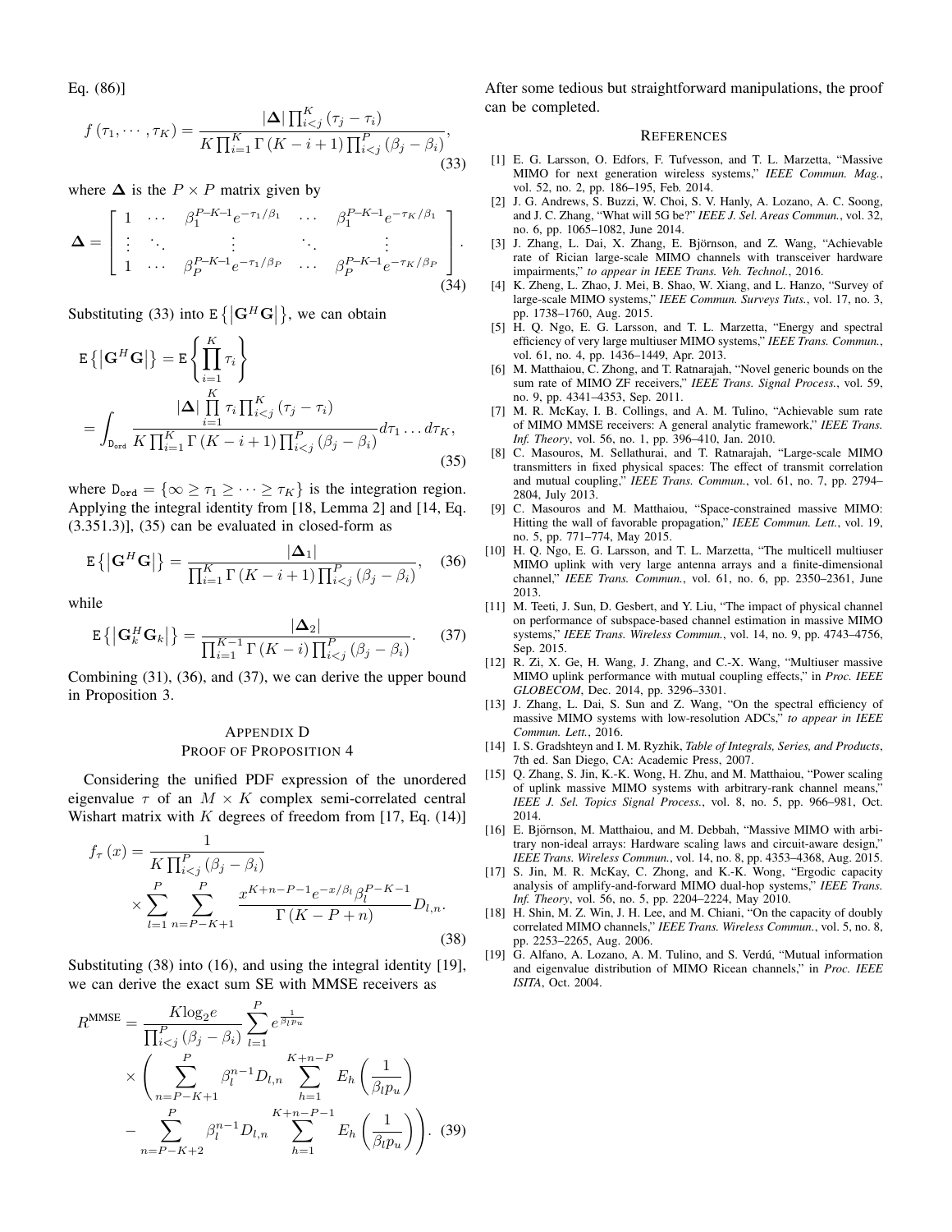Eq. (86)]

$$f(\tau_1, \cdots, \tau_K) = \frac{|\mathbf{\Delta}| \prod_{i<j}^{K} (\tau_j - \tau_i)}{K \prod_{i=1}^{K} \Gamma(K - i + 1) \prod_{i<j}^{P} (\beta_j - \beta_i)}, \tag{33}$$

where $\mathbf{\Delta}$ is the $P \times P$ matrix given by

$$\mathbf{\Delta} = \begin{bmatrix} 1 & \cdots & \beta_1^{P-K-1} e^{-\tau_1/\beta_1} & \cdots & \beta_1^{P-K-1} e^{-\tau_K/\beta_1} \\ \vdots & \ddots & \vdots & \ddots & \vdots \\ 1 & \cdots & \beta_P^{P-K-1} e^{-\tau_1/\beta_P} & \cdots & \beta_P^{P-K-1} e^{-\tau_K/\beta_P} \end{bmatrix}. \tag{34}$$

Substituting (33) into $\mathtt{E}\left\{\left|\mathbf{G}^H \mathbf{G}\right|\right\}$, we can obtain

$$\begin{aligned} \mathtt{E}\left\{\left|\mathbf{G}^H \mathbf{G}\right|\right\} &= \mathtt{E}\left\{\prod_{i=1}^{K} \tau_i\right\} \\ &= \int_{\mathtt{D_{ord}}} \frac{|\mathbf{\Delta}| \prod_{i=1}^{K} \tau_i \prod_{i<j}^{K} (\tau_j - \tau_i)}{K \prod_{i=1}^{K} \Gamma(K - i + 1) \prod_{i<j}^{P} (\beta_j - \beta_i)} d\tau_1 \ldots d\tau_K, \end{aligned} \tag{35}$$

where $\mathtt{D_{ord}} = \{\infty \geq \tau_1 \geq \cdots \geq \tau_K\}$ is the integration region. Applying the integral identity from [18, Lemma 2] and [14, Eq. (3.351.3)], (35) can be evaluated in closed-form as

$$\mathtt{E}\left\{\left|\mathbf{G}^H \mathbf{G}\right|\right\} = \frac{|\mathbf{\Delta}_1|}{\prod_{i=1}^{K} \Gamma(K - i + 1) \prod_{i<j}^{P} (\beta_j - \beta_i)}, \tag{36}$$

while

$$\mathtt{E}\left\{\left|\mathbf{G}_k^H \mathbf{G}_k\right|\right\} = \frac{|\mathbf{\Delta}_2|}{\prod_{i=1}^{K-1} \Gamma(K - i) \prod_{i<j}^{P} (\beta_j - \beta_i)}. \tag{37}$$

Combining (31), (36), and (37), we can derive the upper bound in Proposition 3.

## Appendix D
## Proof of Proposition 4

Considering the unified PDF expression of the unordered eigenvalue $\tau$ of an $M \times K$ complex semi-correlated central Wishart matrix with $K$ degrees of freedom from [17, Eq. (14)]

$$\begin{aligned} f_\tau(x) &= \frac{1}{K \prod_{i<j}^{P} (\beta_j - \beta_i)} \\ &\quad \times \sum_{l=1}^{P} \sum_{n=P-K+1}^{P} \frac{x^{K+n-P-1} e^{-x/\beta_l} \beta_l^{P-K-1}}{\Gamma(K - P + n)} D_{l,n}. \end{aligned} \tag{38}$$

Substituting (38) into (16), and using the integral identity [19], we can derive the exact sum SE with MMSE receivers as

$$\begin{aligned} R^{\text{MMSE}} &= \frac{K \log_2 e}{\prod_{i<j}^{P} (\beta_j - \beta_i)} \sum_{l=1}^{P} e^{\frac{1}{\beta_l p_u}} \\ &\quad \times \left( \sum_{n=P-K+1}^{P} \beta_l^{n-1} D_{l,n} \sum_{h=1}^{K+n-P} E_h\left(\frac{1}{\beta_l p_u}\right) \right. \\ &\quad \left. - \sum_{n=P-K+2}^{P} \beta_l^{n-1} D_{l,n} \sum_{h=1}^{K+n-P-1} E_h\left(\frac{1}{\beta_l p_u}\right) \right). \end{aligned} \tag{39}$$

After some tedious but straightforward manipulations, the proof can be completed.

## References

[1] E. G. Larsson, O. Edfors, F. Tufvesson, and T. L. Marzetta, "Massive MIMO for next generation wireless systems," *IEEE Commun. Mag.*, vol. 52, no. 2, pp. 186–195, Feb. 2014.

[2] J. G. Andrews, S. Buzzi, W. Choi, S. V. Hanly, A. Lozano, A. C. Soong, and J. C. Zhang, "What will 5G be?" *IEEE J. Sel. Areas Commun.*, vol. 32, no. 6, pp. 1065–1082, June 2014.

[3] J. Zhang, L. Dai, X. Zhang, E. Björnson, and Z. Wang, "Achievable rate of Rician large-scale MIMO channels with transceiver hardware impairments," *to appear in IEEE Trans. Veh. Technol.*, 2016.

[4] K. Zheng, L. Zhao, J. Mei, B. Shao, W. Xiang, and L. Hanzo, "Survey of large-scale MIMO systems," *IEEE Commun. Surveys Tuts.*, vol. 17, no. 3, pp. 1738–1760, Aug. 2015.

[5] H. Q. Ngo, E. G. Larsson, and T. L. Marzetta, "Energy and spectral efficiency of very large multiuser MIMO systems," *IEEE Trans. Commun.*, vol. 61, no. 4, pp. 1436–1449, Apr. 2013.

[6] M. Matthaiou, C. Zhong, and T. Ratnarajah, "Novel generic bounds on the sum rate of MIMO ZF receivers," *IEEE Trans. Signal Process.*, vol. 59, no. 9, pp. 4341–4353, Sep. 2011.

[7] M. R. McKay, I. B. Collings, and A. M. Tulino, "Achievable sum rate of MIMO MMSE receivers: A general analytic framework," *IEEE Trans. Inf. Theory*, vol. 56, no. 1, pp. 396–410, Jan. 2010.

[8] C. Masouros, M. Sellathurai, and T. Ratnarajah, "Large-scale MIMO transmitters in fixed physical spaces: The effect of transmit correlation and mutual coupling," *IEEE Trans. Commun.*, vol. 61, no. 7, pp. 2794–2804, July 2013.

[9] C. Masouros and M. Matthaiou, "Space-constrained massive MIMO: Hitting the wall of favorable propagation," *IEEE Commun. Lett.*, vol. 19, no. 5, pp. 771–774, May 2015.

[10] H. Q. Ngo, E. G. Larsson, and T. L. Marzetta, "The multicell multiuser MIMO uplink with very large antenna arrays and a finite-dimensional channel," *IEEE Trans. Commun.*, vol. 61, no. 6, pp. 2350–2361, June 2013.

[11] M. Teeti, J. Sun, D. Gesbert, and Y. Liu, "The impact of physical channel on performance of subspace-based channel estimation in massive MIMO systems," *IEEE Trans. Wireless Commun.*, vol. 14, no. 9, pp. 4743–4756, Sep. 2015.

[12] R. Zi, X. Ge, H. Wang, J. Zhang, and C.-X. Wang, "Multiuser massive MIMO uplink performance with mutual coupling effects," in *Proc. IEEE GLOBECOM*, Dec. 2014, pp. 3296–3301.

[13] J. Zhang, L. Dai, S. Sun and Z. Wang, "On the spectral efficiency of massive MIMO systems with low-resolution ADCs," *to appear in IEEE Commun. Lett.*, 2016.

[14] I. S. Gradshteyn and I. M. Ryzhik, *Table of Integrals, Series, and Products*, 7th ed. San Diego, CA: Academic Press, 2007.

[15] Q. Zhang, S. Jin, K.-K. Wong, H. Zhu, and M. Matthaiou, "Power scaling of uplink massive MIMO systems with arbitrary-rank channel means," *IEEE J. Sel. Topics Signal Process.*, vol. 8, no. 5, pp. 966–981, Oct. 2014.

[16] E. Björnson, M. Matthaiou, and M. Debbah, "Massive MIMO with arbitrary non-ideal arrays: Hardware scaling laws and circuit-aware design," *IEEE Trans. Wireless Commun.*, vol. 14, no. 8, pp. 4353–4368, Aug. 2015.

[17] S. Jin, M. R. McKay, C. Zhong, and K.-K. Wong, "Ergodic capacity analysis of amplify-and-forward MIMO dual-hop systems," *IEEE Trans. Inf. Theory*, vol. 56, no. 5, pp. 2204–2224, May 2010.

[18] H. Shin, M. Z. Win, J. H. Lee, and M. Chiani, "On the capacity of doubly correlated MIMO channels," *IEEE Trans. Wireless Commun.*, vol. 5, no. 8, pp. 2253–2265, Aug. 2006.

[19] G. Alfano, A. Lozano, A. M. Tulino, and S. Verdú, "Mutual information and eigenvalue distribution of MIMO Ricean channels," in *Proc. IEEE ISITA*, Oct. 2004.